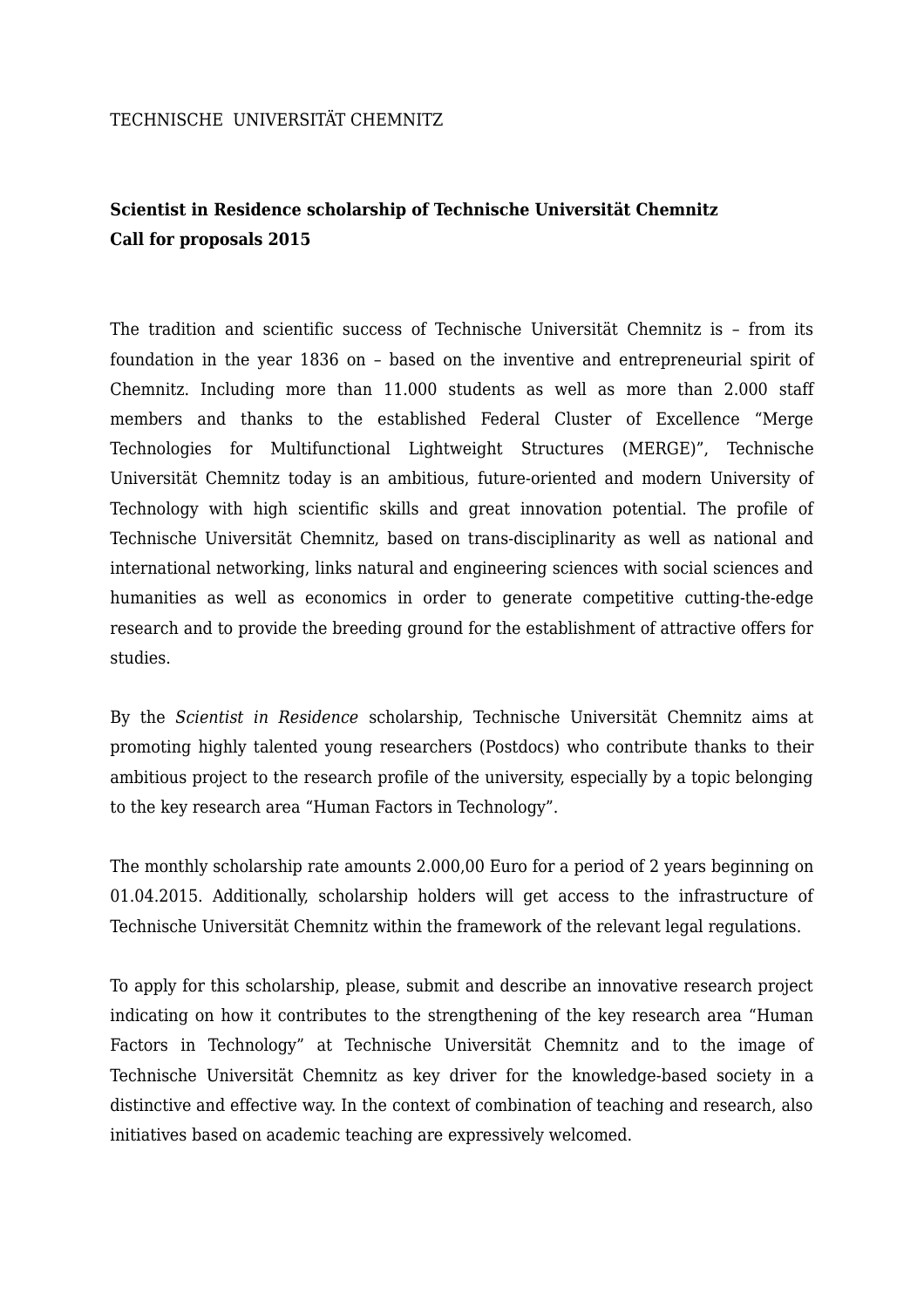TECHNISCHE UNIVERSITÄT CHEMNITZ

**Scientist in Residence scholarship of Technische Universität Chemnitz**
**Call for proposals 2015**

The tradition and scientific success of Technische Universität Chemnitz is – from its foundation in the year 1836 on – based on the inventive and entrepreneurial spirit of Chemnitz. Including more than 11.000 students as well as more than 2.000 staff members and thanks to the established Federal Cluster of Excellence "Merge Technologies for Multifunctional Lightweight Structures (MERGE)", Technische Universität Chemnitz today is an ambitious, future-oriented and modern University of Technology with high scientific skills and great innovation potential. The profile of Technische Universität Chemnitz, based on trans-disciplinarity as well as national and international networking, links natural and engineering sciences with social sciences and humanities as well as economics in order to generate competitive cutting-the-edge research and to provide the breeding ground for the establishment of attractive offers for studies.

By the *Scientist in Residence* scholarship, Technische Universität Chemnitz aims at promoting highly talented young researchers (Postdocs) who contribute thanks to their ambitious project to the research profile of the university, especially by a topic belonging to the key research area "Human Factors in Technology".

The monthly scholarship rate amounts 2.000,00 Euro for a period of 2 years beginning on 01.04.2015. Additionally, scholarship holders will get access to the infrastructure of Technische Universität Chemnitz within the framework of the relevant legal regulations.

To apply for this scholarship, please, submit and describe an innovative research project indicating on how it contributes to the strengthening of the key research area "Human Factors in Technology" at Technische Universität Chemnitz and to the image of Technische Universität Chemnitz as key driver for the knowledge-based society in a distinctive and effective way. In the context of combination of teaching and research, also initiatives based on academic teaching are expressively welcomed.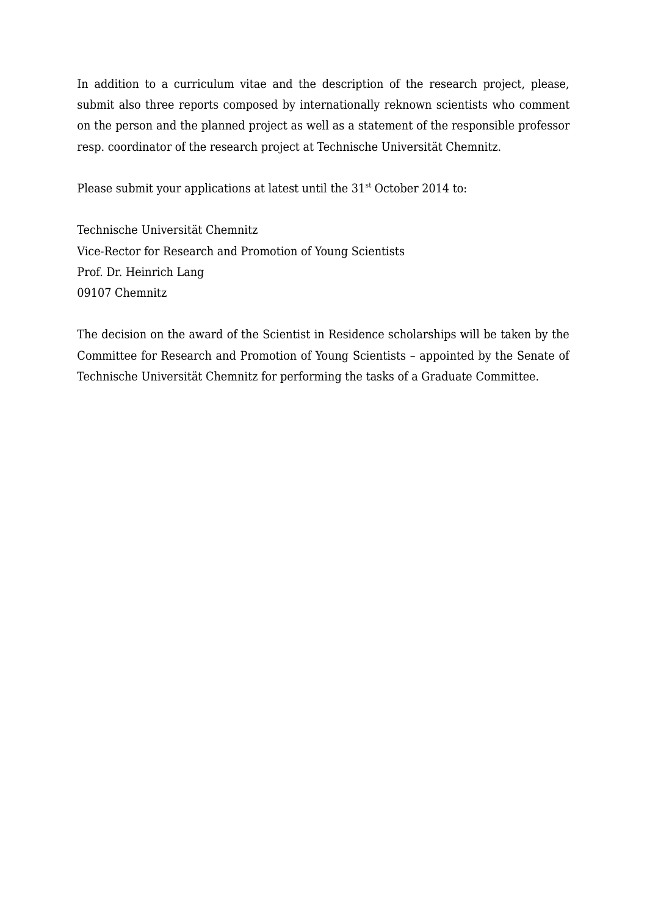In addition to a curriculum vitae and the description of the research project, please, submit also three reports composed by internationally reknown scientists who comment on the person and the planned project as well as a statement of the responsible professor resp. coordinator of the research project at Technische Universität Chemnitz.

Please submit your applications at latest until the 31st October 2014 to:

Technische Universität Chemnitz  
Vice-Rector for Research and Promotion of Young Scientists  
Prof. Dr. Heinrich Lang  
09107 Chemnitz

The decision on the award of the Scientist in Residence scholarships will be taken by the Committee for Research and Promotion of Young Scientists – appointed by the Senate of Technische Universität Chemnitz for performing the tasks of a Graduate Committee.